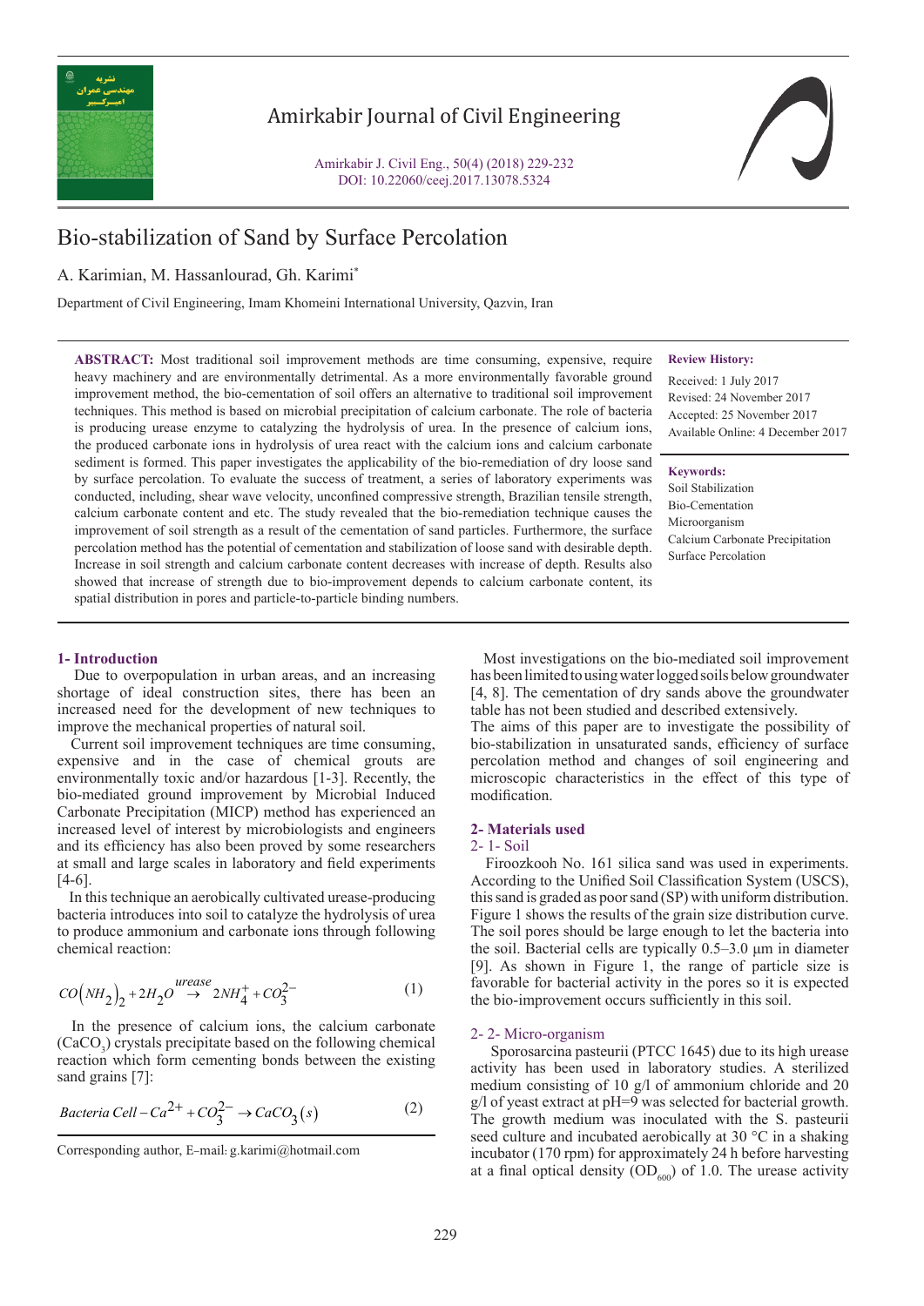# Bio-stabilization of Sand by Surface Percolation

A. Karimian, M. Hassanlourad, Gh. Karimi*

Department of Civil Engineering, Imam Khomeini International University, Qazvin, Iran

**Review History:**

Received: 1 July 2017
Revised: 24 November 2017
Accepted: 25 November 2017
Available Online: 4 December 2017

**Keywords:**

Soil Stabilization
Bio-Cementation
Microorganism
Calcium Carbonate Precipitation
Surface Percolation

**ABSTRACT:** Most traditional soil improvement methods are time consuming, expensive, require heavy machinery and are environmentally detrimental. As a more environmentally favorable ground improvement method, the bio-cementation of soil offers an alternative to traditional soil improvement techniques. This method is based on microbial precipitation of calcium carbonate. The role of bacteria is producing urease enzyme to catalyzing the hydrolysis of urea. In the presence of calcium ions, the produced carbonate ions in hydrolysis of urea react with the calcium ions and calcium carbonate sediment is formed. This paper investigates the applicability of the bio-remediation of dry loose sand by surface percolation. To evaluate the success of treatment, a series of laboratory experiments was conducted, including, shear wave velocity, unconfined compressive strength, Brazilian tensile strength, calcium carbonate content and etc. The study revealed that the bio-remediation technique causes the improvement of soil strength as a result of the cementation of sand particles. Furthermore, the surface percolation method has the potential of cementation and stabilization of loose sand with desirable depth. Increase in soil strength and calcium carbonate content decreases with increase of depth. Results also showed that increase of strength due to bio-improvement depends to calcium carbonate content, its spatial distribution in pores and particle-to-particle binding numbers.

## 1- Introduction

Due to overpopulation in urban areas, and an increasing shortage of ideal construction sites, there has been an increased need for the development of new techniques to improve the mechanical properties of natural soil.

Current soil improvement techniques are time consuming, expensive and in the case of chemical grouts are environmentally toxic and/or hazardous [1-3]. Recently, the bio-mediated ground improvement by Microbial Induced Carbonate Precipitation (MICP) method has experienced an increased level of interest by microbiologists and engineers and its efficiency has also been proved by some researchers at small and large scales in laboratory and field experiments [4-6].

In this technique an aerobically cultivated urease-producing bacteria introduces into soil to catalyze the hydrolysis of urea to produce ammonium and carbonate ions through following chemical reaction:

$$CO\left(NH_2\right)_2 + 2H_2O \overset{urease}{\rightarrow} 2NH_4^+ + CO_3^{2-} \tag{1}$$

In the presence of calcium ions, the calcium carbonate ($CaCO_3$) crystals precipitate based on the following chemical reaction which form cementing bonds between the existing sand grains [7]:

$$Bacteria\ Cell - Ca^{2+} + CO_3^{2-} \rightarrow CaCO_3(s) \tag{2}$$

Most investigations on the bio-mediated soil improvement has been limited to using water logged soils below groundwater [4, 8]. The cementation of dry sands above the groundwater table has not been studied and described extensively.

The aims of this paper are to investigate the possibility of bio-stabilization in unsaturated sands, efficiency of surface percolation method and changes of soil engineering and microscopic characteristics in the effect of this type of modification.

## 2- Materials used

### 2- 1- Soil

Firoozkooh No. 161 silica sand was used in experiments. According to the Unified Soil Classification System (USCS), this sand is graded as poor sand (SP) with uniform distribution. Figure 1 shows the results of the grain size distribution curve. The soil pores should be large enough to let the bacteria into the soil. Bacterial cells are typically 0.5–3.0 µm in diameter [9]. As shown in Figure 1, the range of particle size is favorable for bacterial activity in the pores so it is expected the bio-improvement occurs sufficiently in this soil.

### 2- 2- Micro-organism

Sporosarcina pasteurii (PTCC 1645) due to its high urease activity has been used in laboratory studies. A sterilized medium consisting of 10 g/l of ammonium chloride and 20 g/l of yeast extract at pH=9 was selected for bacterial growth. The growth medium was inoculated with the S. pasteurii seed culture and incubated aerobically at 30 °C in a shaking incubator (170 rpm) for approximately 24 h before harvesting at a final optical density ($OD_{600}$) of 1.0. The urease activity

Corresponding author, E-mail: g.karimi@hotmail.com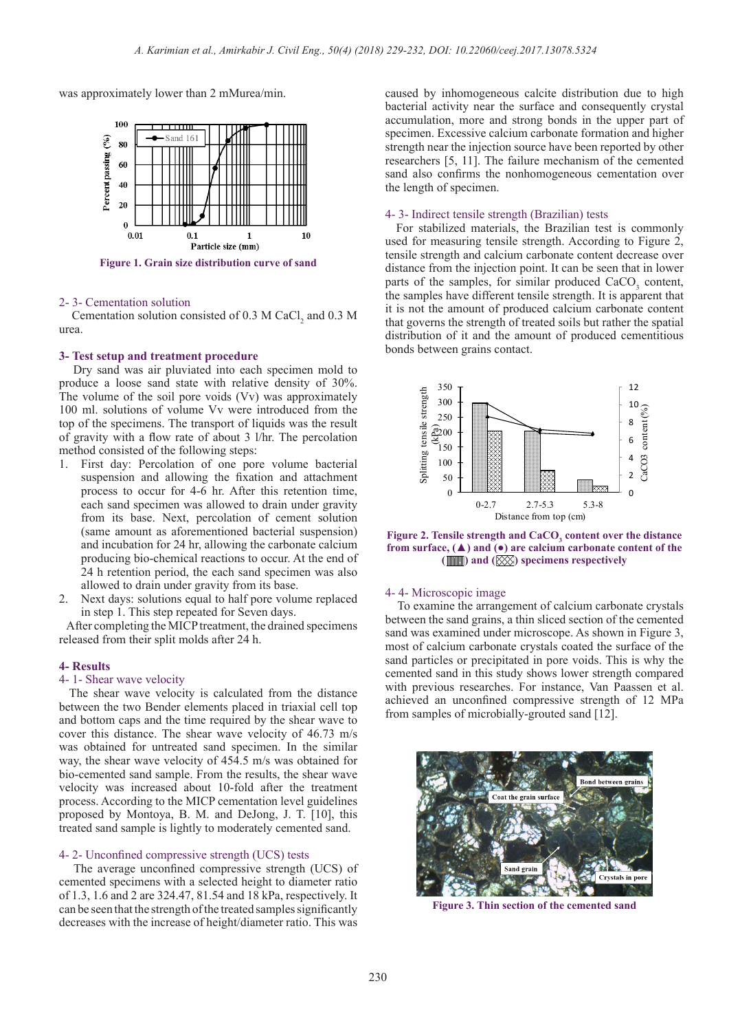was approximately lower than 2 mMurea/min.

Figure 1. Grain size distribution curve of sand

### 2- 3- Cementation solution

Cementation solution consisted of 0.3 M $CaCl_2$ and 0.3 M urea.

## 3- Test setup and treatment procedure

Dry sand was air pluviated into each specimen mold to produce a loose sand state with relative density of 30%. The volume of the soil pore voids (Vv) was approximately 100 ml. solutions of volume Vv were introduced from the top of the specimens. The transport of liquids was the result of gravity with a flow rate of about 3 l/hr. The percolation method consisted of the following steps:

1. First day: Percolation of one pore volume bacterial suspension and allowing the fixation and attachment process to occur for 4-6 hr. After this retention time, each sand specimen was allowed to drain under gravity from its base. Next, percolation of cement solution (same amount as aforementioned bacterial suspension) and incubation for 24 hr, allowing the carbonate calcium producing bio-chemical reactions to occur. At the end of 24 h retention period, the each sand specimen was also allowed to drain under gravity from its base.
2. Next days: solutions equal to half pore volume replaced in step 1. This step repeated for Seven days.

After completing the MICP treatment, the drained specimens released from their split molds after 24 h.

## 4- Results

### 4- 1- Shear wave velocity

The shear wave velocity is calculated from the distance between the two Bender elements placed in triaxial cell top and bottom caps and the time required by the shear wave to cover this distance. The shear wave velocity of 46.73 m/s was obtained for untreated sand specimen. In the similar way, the shear wave velocity of 454.5 m/s was obtained for bio-cemented sand sample. From the results, the shear wave velocity was increased about 10-fold after the treatment process. According to the MICP cementation level guidelines proposed by Montoya, B. M. and DeJong, J. T. [10], this treated sand sample is lightly to moderately cemented sand.

### 4- 2- Unconfined compressive strength (UCS) tests

The average unconfined compressive strength (UCS) of cemented specimens with a selected height to diameter ratio of 1.3, 1.6 and 2 are 324.47, 81.54 and 18 kPa, respectively. It can be seen that the strength of the treated samples significantly decreases with the increase of height/diameter ratio. This was caused by inhomogeneous calcite distribution due to high bacterial activity near the surface and consequently crystal accumulation, more and strong bonds in the upper part of specimen. Excessive calcium carbonate formation and higher strength near the injection source have been reported by other researchers [5, 11]. The failure mechanism of the cemented sand also confirms the nonhomogeneous cementation over the length of specimen.

### 4- 3- Indirect tensile strength (Brazilian) tests

For stabilized materials, the Brazilian test is commonly used for measuring tensile strength. According to Figure 2, tensile strength and calcium carbonate content decrease over distance from the injection point. It can be seen that in lower parts of the samples, for similar produced $CaCO_3$ content, the samples have different tensile strength. It is apparent that it is not the amount of produced calcium carbonate content that governs the strength of treated soils but rather the spatial distribution of it and the amount of produced cementitious bonds between grains contact.

Figure 2. Tensile strength and $CaCO_3$ content over the distance from surface, (▲) and (●) are calcium carbonate content of the (▥) and (▩) specimens respectively

### 4- 4- Microscopic image

To examine the arrangement of calcium carbonate crystals between the sand grains, a thin sliced section of the cemented sand was examined under microscope. As shown in Figure 3, most of calcium carbonate crystals coated the surface of the sand particles or precipitated in pore voids. This is why the cemented sand in this study shows lower strength compared with previous researches. For instance, Van Paassen et al. achieved an unconfined compressive strength of 12 MPa from samples of microbially-grouted sand [12].

Figure 3. Thin section of the cemented sand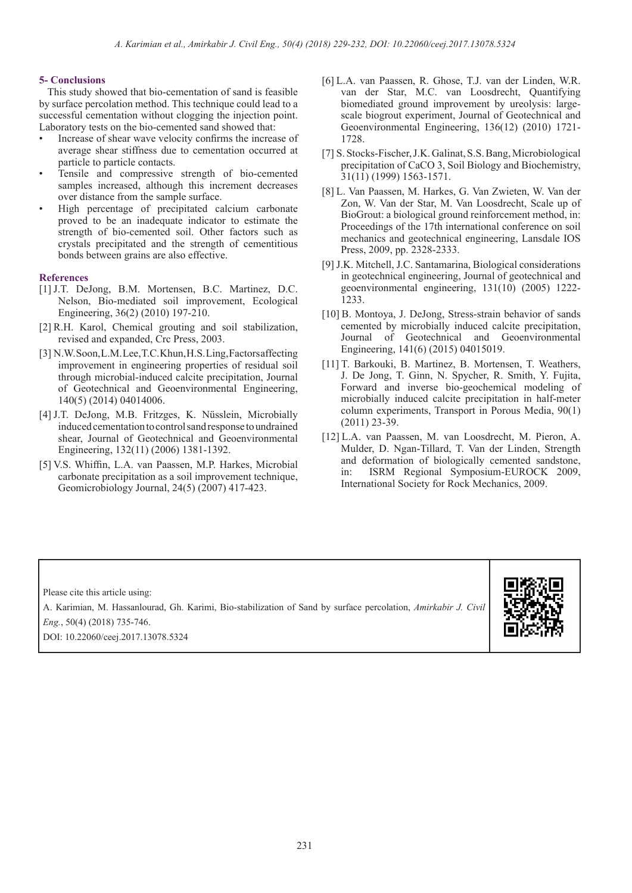## 5- Conclusions

This study showed that bio-cementation of sand is feasible by surface percolation method. This technique could lead to a successful cementation without clogging the injection point. Laboratory tests on the bio-cemented sand showed that:

- Increase of shear wave velocity confirms the increase of average shear stiffness due to cementation occurred at particle to particle contacts.
- Tensile and compressive strength of bio-cemented samples increased, although this increment decreases over distance from the sample surface.
- High percentage of precipitated calcium carbonate proved to be an inadequate indicator to estimate the strength of bio-cemented soil. Other factors such as crystals precipitated and the strength of cementitious bonds between grains are also effective.

## References

[1] J.T. DeJong, B.M. Mortensen, B.C. Martinez, D.C. Nelson, Bio-mediated soil improvement, Ecological Engineering, 36(2) (2010) 197-210.

[2] R.H. Karol, Chemical grouting and soil stabilization, revised and expanded, Crc Press, 2003.

[3] N.W.Soon, L.M.Lee, T.C.Khun, H.S.Ling, Factors affecting improvement in engineering properties of residual soil through microbial-induced calcite precipitation, Journal of Geotechnical and Geoenvironmental Engineering, 140(5) (2014) 04014006.

[4] J.T. DeJong, M.B. Fritzges, K. Nüsslein, Microbially induced cementation to control sand response to undrained shear, Journal of Geotechnical and Geoenvironmental Engineering, 132(11) (2006) 1381-1392.

[5] V.S. Whiffin, L.A. van Paassen, M.P. Harkes, Microbial carbonate precipitation as a soil improvement technique, Geomicrobiology Journal, 24(5) (2007) 417-423.

[6] L.A. van Paassen, R. Ghose, T.J. van der Linden, W.R. van der Star, M.C. van Loosdrecht, Quantifying biomediated ground improvement by ureolysis: large-scale biogrout experiment, Journal of Geotechnical and Geoenvironmental Engineering, 136(12) (2010) 1721-1728.

[7] S. Stocks-Fischer, J.K. Galinat, S.S. Bang, Microbiological precipitation of CaCO 3, Soil Biology and Biochemistry, 31(11) (1999) 1563-1571.

[8] L. Van Paassen, M. Harkes, G. Van Zwieten, W. Van der Zon, W. Van der Star, M. Van Loosdrecht, Scale up of BioGrout: a biological ground reinforcement method, in: Proceedings of the 17th international conference on soil mechanics and geotechnical engineering, Lansdale IOS Press, 2009, pp. 2328-2333.

[9] J.K. Mitchell, J.C. Santamarina, Biological considerations in geotechnical engineering, Journal of geotechnical and geoenvironmental engineering, 131(10) (2005) 1222-1233.

[10] B. Montoya, J. DeJong, Stress-strain behavior of sands cemented by microbially induced calcite precipitation, Journal of Geotechnical and Geoenvironmental Engineering, 141(6) (2015) 04015019.

[11] T. Barkouki, B. Martinez, B. Mortensen, T. Weathers, J. De Jong, T. Ginn, N. Spycher, R. Smith, Y. Fujita, Forward and inverse bio-geochemical modeling of microbially induced calcite precipitation in half-meter column experiments, Transport in Porous Media, 90(1) (2011) 23-39.

[12] L.A. van Paassen, M. van Loosdrecht, M. Pieron, A. Mulder, D. Ngan-Tillard, T. Van der Linden, Strength and deformation of biologically cemented sandstone, in: ISRM Regional Symposium-EUROCK 2009, International Society for Rock Mechanics, 2009.

Please cite this article using:

A. Karimian, M. Hassanlourad, Gh. Karimi, Bio-stabilization of Sand by surface percolation, *Amirkabir J. Civil Eng.*, 50(4) (2018) 735-746.

DOI: 10.22060/ceej.2017.13078.5324